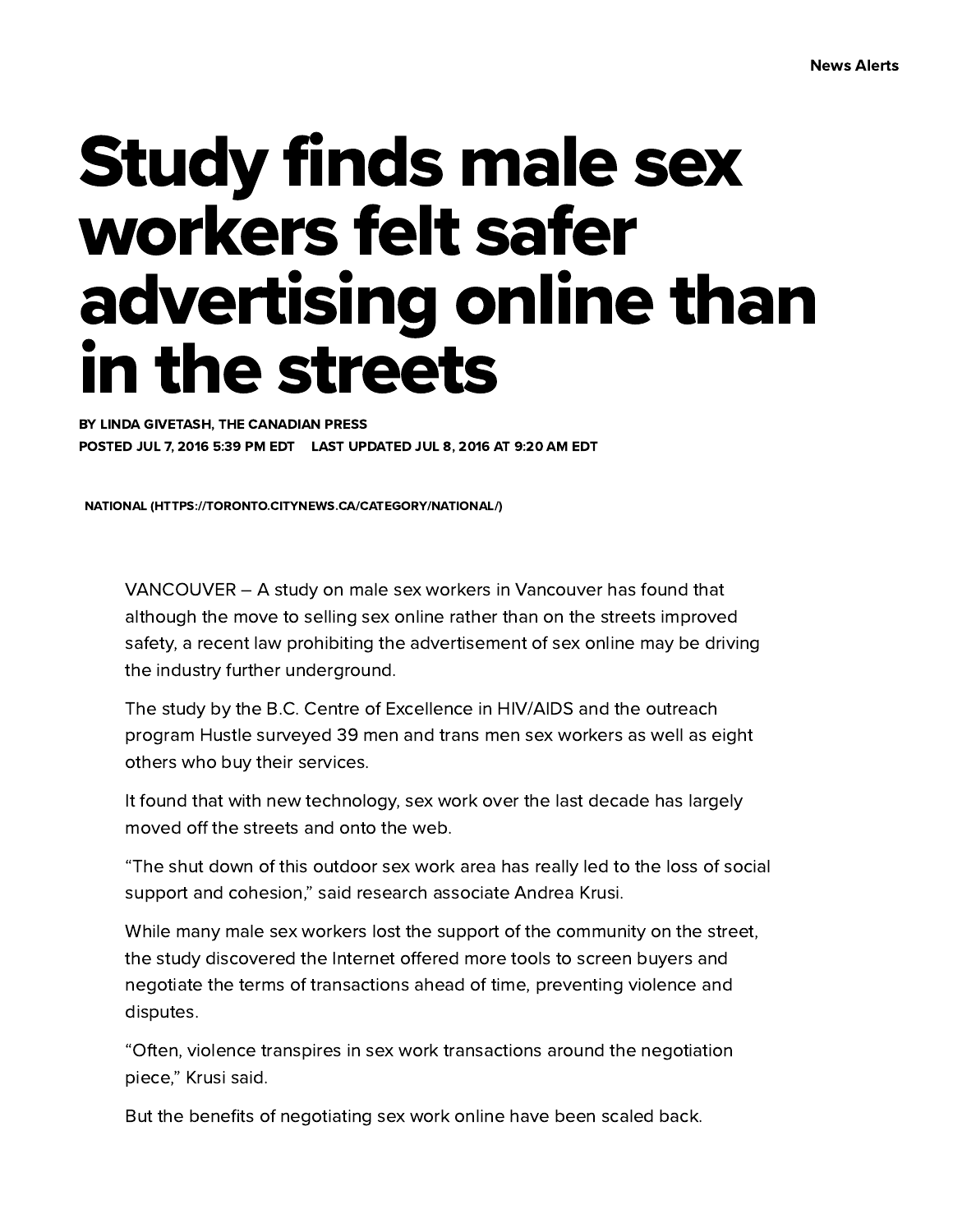News Alerts

# Study finds male sex workers felt safer advertising online than in the streets

BY LINDA GIVETASH, THE CANADIAN PRESS

POSTED JUL 7, 2016 5:39 PM EDT LAST UPDATED JUL 8, 2016 AT 9:20 AM EDT

NATIONAL (HTTPS://TORONTO.CITYNEWS.CA/CATEGORY/NATIONAL/)

VANCOUVER – A study on male sex workers in Vancouver has found that although the move to selling sex online rather than on the streets improved safety, a recent law prohibiting the advertisement of sex online may be driving the industry further underground.

The study by the B.C. Centre of Excellence in HIV/AIDS and the outreach program Hustle surveyed 39 men and trans men sex workers as well as eight others who buy their services.

It found that with new technology, sex work over the last decade has largely moved off the streets and onto the web.

"The shut down of this outdoor sex work area has really led to the loss of social support and cohesion," said research associate Andrea Krusi.

While many male sex workers lost the support of the community on the street, the study discovered the Internet offered more tools to screen buyers and negotiate the terms of transactions ahead of time, preventing violence and disputes.

"Often, violence transpires in sex work transactions around the negotiation piece," Krusi said.

But the benefits of negotiating sex work online have been scaled back.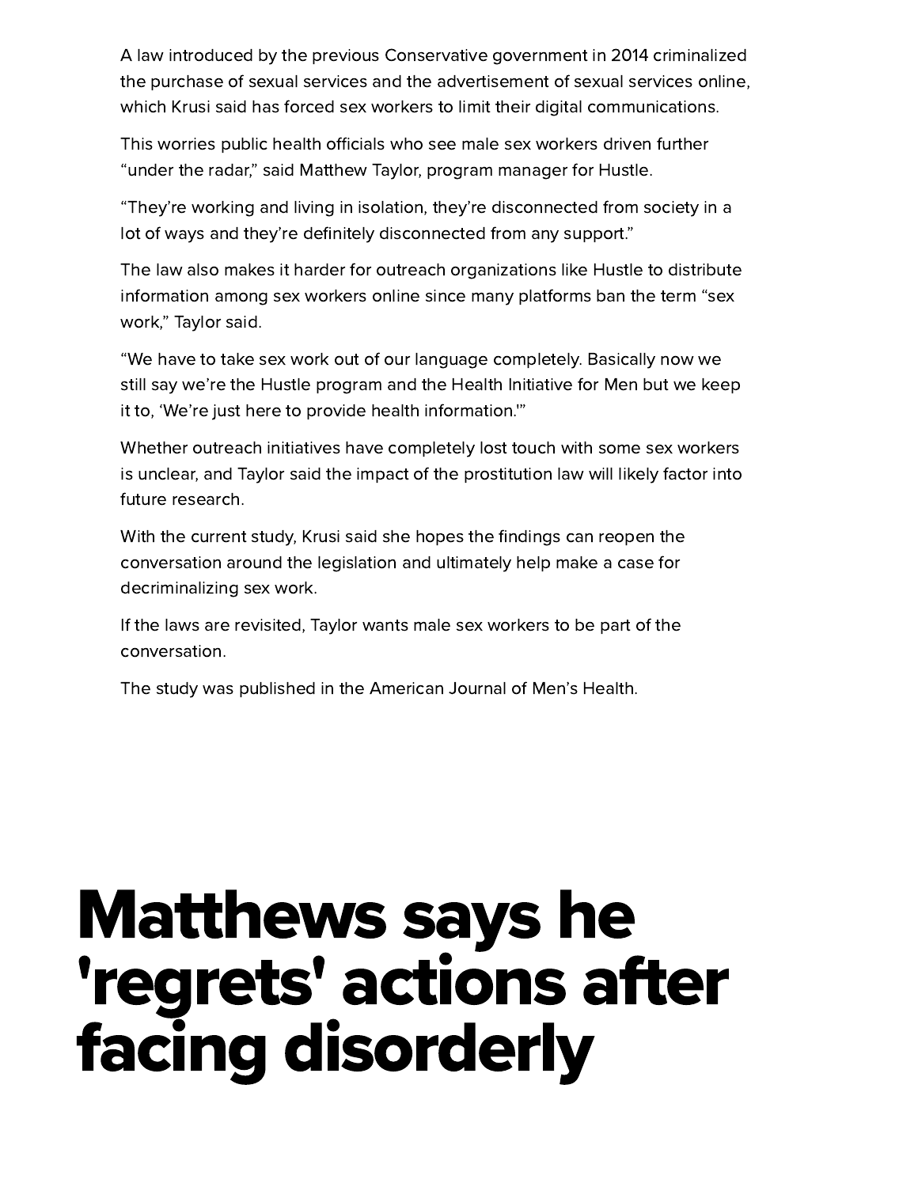A law introduced by the previous Conservative government in 2014 criminalized the purchase of sexual services and the advertisement of sexual services online, which Krusi said has forced sex workers to limit their digital communications.

This worries public health officials who see male sex workers driven further "under the radar," said Matthew Taylor, program manager for Hustle.

"They're working and living in isolation, they're disconnected from society in a lot of ways and they're definitely disconnected from any support."

The law also makes it harder for outreach organizations like Hustle to distribute information among sex workers online since many platforms ban the term "sex work," Taylor said.

"We have to take sex work out of our language completely. Basically now we still say we're the Hustle program and the Health Initiative for Men but we keep it to, 'We're just here to provide health information.'"

Whether outreach initiatives have completely lost touch with some sex workers is unclear, and Taylor said the impact of the prostitution law will likely factor into future research.

With the current study, Krusi said she hopes the findings can reopen the conversation around the legislation and ultimately help make a case for decriminalizing sex work.

If the laws are revisited, Taylor wants male sex workers to be part of the conversation.

The study was published in the American Journal of Men's Health.

# Matthews says he 'regrets' actions after facing disorderly